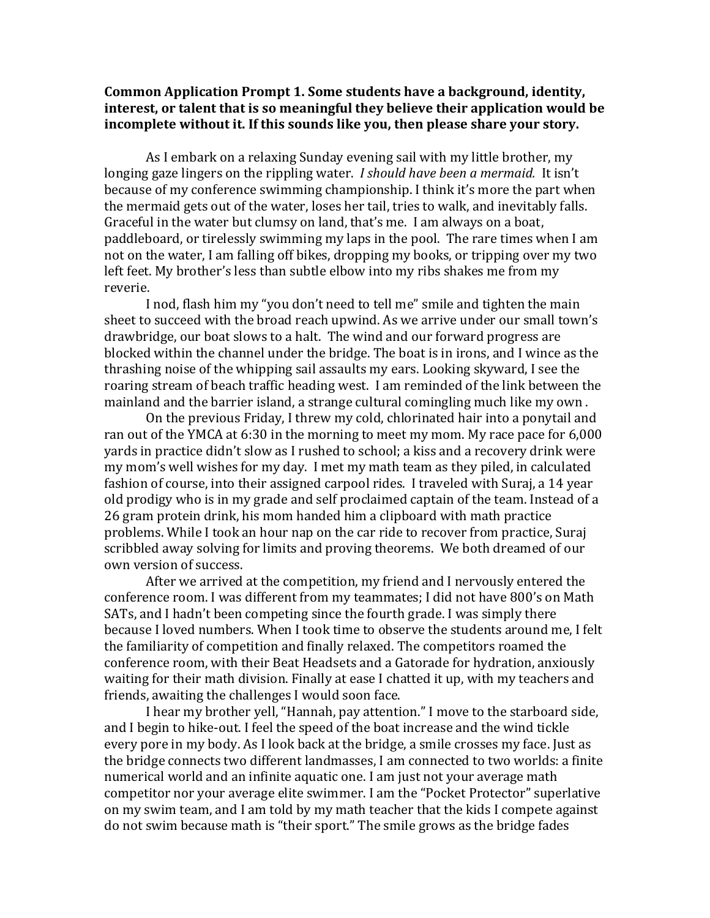**Common Application Prompt 1. Some students have a background, identity, interest, or talent that is so meaningful they believe their application would be incomplete without it. If this sounds like you, then please share your story.**

As I embark on a relaxing Sunday evening sail with my little brother, my longing gaze lingers on the rippling water. *I should have been a mermaid.* It isn't because of my conference swimming championship. I think it's more the part when the mermaid gets out of the water, loses her tail, tries to walk, and inevitably falls. Graceful in the water but clumsy on land, that's me. I am always on a boat, paddleboard, or tirelessly swimming my laps in the pool. The rare times when I am not on the water, I am falling off bikes, dropping my books, or tripping over my two left feet. My brother's less than subtle elbow into my ribs shakes me from my reverie.

I nod, flash him my "you don't need to tell me" smile and tighten the main sheet to succeed with the broad reach upwind. As we arrive under our small town's drawbridge, our boat slows to a halt. The wind and our forward progress are blocked within the channel under the bridge. The boat is in irons, and I wince as the thrashing noise of the whipping sail assaults my ears. Looking skyward, I see the roaring stream of beach traffic heading west. I am reminded of the link between the mainland and the barrier island, a strange cultural comingling much like my own .

On the previous Friday, I threw my cold, chlorinated hair into a ponytail and ran out of the YMCA at 6:30 in the morning to meet my mom. My race pace for 6,000 yards in practice didn't slow as I rushed to school; a kiss and a recovery drink were my mom's well wishes for my day. I met my math team as they piled, in calculated fashion of course, into their assigned carpool rides. I traveled with Suraj, a 14 year old prodigy who is in my grade and self proclaimed captain of the team. Instead of a 26 gram protein drink, his mom handed him a clipboard with math practice problems. While I took an hour nap on the car ride to recover from practice, Suraj scribbled away solving for limits and proving theorems. We both dreamed of our own version of success.

After we arrived at the competition, my friend and I nervously entered the conference room. I was different from my teammates; I did not have 800's on Math SATs, and I hadn't been competing since the fourth grade. I was simply there because I loved numbers. When I took time to observe the students around me, I felt the familiarity of competition and finally relaxed. The competitors roamed the conference room, with their Beat Headsets and a Gatorade for hydration, anxiously waiting for their math division. Finally at ease I chatted it up, with my teachers and friends, awaiting the challenges I would soon face.

I hear my brother yell, "Hannah, pay attention." I move to the starboard side, and I begin to hike-out. I feel the speed of the boat increase and the wind tickle every pore in my body. As I look back at the bridge, a smile crosses my face. Just as the bridge connects two different landmasses, I am connected to two worlds: a finite numerical world and an infinite aquatic one. I am just not your average math competitor nor your average elite swimmer. I am the "Pocket Protector" superlative on my swim team, and I am told by my math teacher that the kids I compete against do not swim because math is "their sport." The smile grows as the bridge fades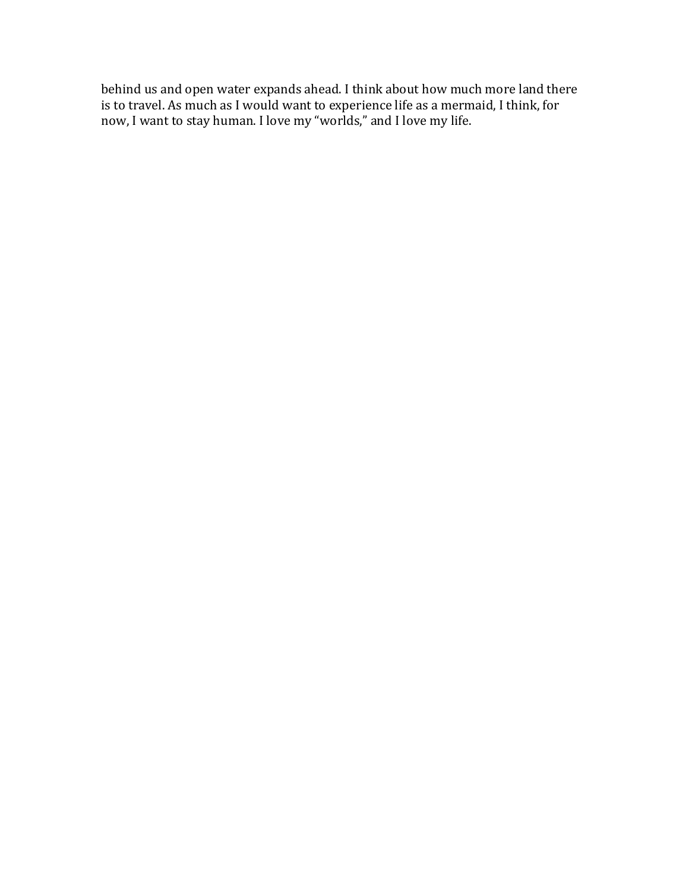behind us and open water expands ahead. I think about how much more land there is to travel. As much as I would want to experience life as a mermaid, I think, for now, I want to stay human. I love my "worlds," and I love my life.